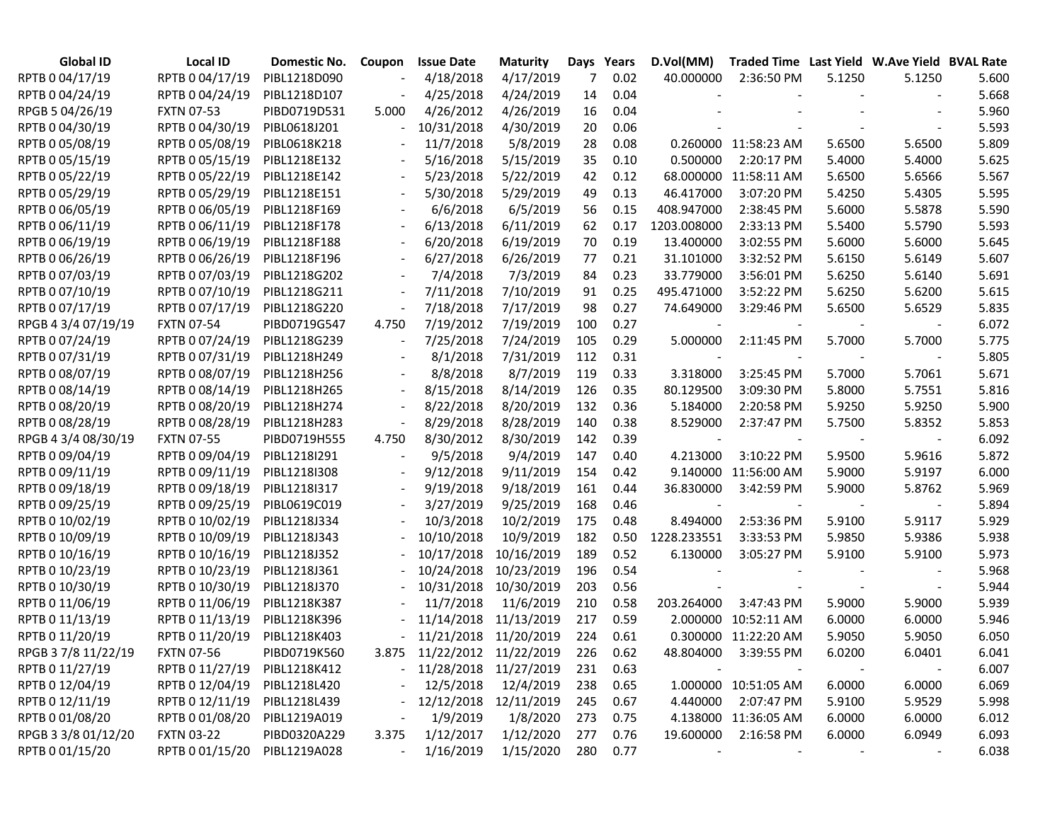| Global ID | Local ID | Domestic No. | Coupon | Issue Date | Maturity | Days | Years | D.Vol(MM) | Traded Time | Last Yield | W.Ave Yield | BVAL Rate |
|---|---|---|---|---|---|---|---|---|---|---|---|---|
| RPTB 0 04/17/19 | RPTB 0 04/17/19 | PIBL1218D090 | - | 4/18/2018 | 4/17/2019 | 7 | 0.02 | 40.000000 | 2:36:50 PM | 5.1250 | 5.1250 | 5.600 |
| RPTB 0 04/24/19 | RPTB 0 04/24/19 | PIBL1218D107 | - | 4/25/2018 | 4/24/2019 | 14 | 0.04 | - | - | - | - | 5.668 |
| RPGB 5 04/26/19 | FXTN 07-53 | PIBD0719D531 | 5.000 | 4/26/2012 | 4/26/2019 | 16 | 0.04 | - | - | - | - | 5.960 |
| RPTB 0 04/30/19 | RPTB 0 04/30/19 | PIBL0618J201 | - | 10/31/2018 | 4/30/2019 | 20 | 0.06 | - | - | - | - | 5.593 |
| RPTB 0 05/08/19 | RPTB 0 05/08/19 | PIBL0618K218 | - | 11/7/2018 | 5/8/2019 | 28 | 0.08 | 0.260000 | 11:58:23 AM | 5.6500 | 5.6500 | 5.809 |
| RPTB 0 05/15/19 | RPTB 0 05/15/19 | PIBL1218E132 | - | 5/16/2018 | 5/15/2019 | 35 | 0.10 | 0.500000 | 2:20:17 PM | 5.4000 | 5.4000 | 5.625 |
| RPTB 0 05/22/19 | RPTB 0 05/22/19 | PIBL1218E142 | - | 5/23/2018 | 5/22/2019 | 42 | 0.12 | 68.000000 | 11:58:11 AM | 5.6500 | 5.6566 | 5.567 |
| RPTB 0 05/29/19 | RPTB 0 05/29/19 | PIBL1218E151 | - | 5/30/2018 | 5/29/2019 | 49 | 0.13 | 46.417000 | 3:07:20 PM | 5.4250 | 5.4305 | 5.595 |
| RPTB 0 06/05/19 | RPTB 0 06/05/19 | PIBL1218F169 | - | 6/6/2018 | 6/5/2019 | 56 | 0.15 | 408.947000 | 2:38:45 PM | 5.6000 | 5.5878 | 5.590 |
| RPTB 0 06/11/19 | RPTB 0 06/11/19 | PIBL1218F178 | - | 6/13/2018 | 6/11/2019 | 62 | 0.17 | 1203.008000 | 2:33:13 PM | 5.5400 | 5.5790 | 5.593 |
| RPTB 0 06/19/19 | RPTB 0 06/19/19 | PIBL1218F188 | - | 6/20/2018 | 6/19/2019 | 70 | 0.19 | 13.400000 | 3:02:55 PM | 5.6000 | 5.6000 | 5.645 |
| RPTB 0 06/26/19 | RPTB 0 06/26/19 | PIBL1218F196 | - | 6/27/2018 | 6/26/2019 | 77 | 0.21 | 31.101000 | 3:32:52 PM | 5.6150 | 5.6149 | 5.607 |
| RPTB 0 07/03/19 | RPTB 0 07/03/19 | PIBL1218G202 | - | 7/4/2018 | 7/3/2019 | 84 | 0.23 | 33.779000 | 3:56:01 PM | 5.6250 | 5.6140 | 5.691 |
| RPTB 0 07/10/19 | RPTB 0 07/10/19 | PIBL1218G211 | - | 7/11/2018 | 7/10/2019 | 91 | 0.25 | 495.471000 | 3:52:22 PM | 5.6250 | 5.6200 | 5.615 |
| RPTB 0 07/17/19 | RPTB 0 07/17/19 | PIBL1218G220 | - | 7/18/2018 | 7/17/2019 | 98 | 0.27 | 74.649000 | 3:29:46 PM | 5.6500 | 5.6529 | 5.835 |
| RPGB 4 3/4 07/19/19 | FXTN 07-54 | PIBD0719G547 | 4.750 | 7/19/2012 | 7/19/2019 | 100 | 0.27 | - | - | - | - | 6.072 |
| RPTB 0 07/24/19 | RPTB 0 07/24/19 | PIBL1218G239 | - | 7/25/2018 | 7/24/2019 | 105 | 0.29 | 5.000000 | 2:11:45 PM | 5.7000 | 5.7000 | 5.775 |
| RPTB 0 07/31/19 | RPTB 0 07/31/19 | PIBL1218H249 | - | 8/1/2018 | 7/31/2019 | 112 | 0.31 | - | - | - | - | 5.805 |
| RPTB 0 08/07/19 | RPTB 0 08/07/19 | PIBL1218H256 | - | 8/8/2018 | 8/7/2019 | 119 | 0.33 | 3.318000 | 3:25:45 PM | 5.7000 | 5.7061 | 5.671 |
| RPTB 0 08/14/19 | RPTB 0 08/14/19 | PIBL1218H265 | - | 8/15/2018 | 8/14/2019 | 126 | 0.35 | 80.129500 | 3:09:30 PM | 5.8000 | 5.7551 | 5.816 |
| RPTB 0 08/20/19 | RPTB 0 08/20/19 | PIBL1218H274 | - | 8/22/2018 | 8/20/2019 | 132 | 0.36 | 5.184000 | 2:20:58 PM | 5.9250 | 5.9250 | 5.900 |
| RPTB 0 08/28/19 | RPTB 0 08/28/19 | PIBL1218H283 | - | 8/29/2018 | 8/28/2019 | 140 | 0.38 | 8.529000 | 2:37:47 PM | 5.7500 | 5.8352 | 5.853 |
| RPGB 4 3/4 08/30/19 | FXTN 07-55 | PIBD0719H555 | 4.750 | 8/30/2012 | 8/30/2019 | 142 | 0.39 | - | - | - | - | 6.092 |
| RPTB 0 09/04/19 | RPTB 0 09/04/19 | PIBL1218I291 | - | 9/5/2018 | 9/4/2019 | 147 | 0.40 | 4.213000 | 3:10:22 PM | 5.9500 | 5.9616 | 5.872 |
| RPTB 0 09/11/19 | RPTB 0 09/11/19 | PIBL1218I308 | - | 9/12/2018 | 9/11/2019 | 154 | 0.42 | 9.140000 | 11:56:00 AM | 5.9000 | 5.9197 | 6.000 |
| RPTB 0 09/18/19 | RPTB 0 09/18/19 | PIBL1218I317 | - | 9/19/2018 | 9/18/2019 | 161 | 0.44 | 36.830000 | 3:42:59 PM | 5.9000 | 5.8762 | 5.969 |
| RPTB 0 09/25/19 | RPTB 0 09/25/19 | PIBL0619C019 | - | 3/27/2019 | 9/25/2019 | 168 | 0.46 | - | - | - | - | 5.894 |
| RPTB 0 10/02/19 | RPTB 0 10/02/19 | PIBL1218J334 | - | 10/3/2018 | 10/2/2019 | 175 | 0.48 | 8.494000 | 2:53:36 PM | 5.9100 | 5.9117 | 5.929 |
| RPTB 0 10/09/19 | RPTB 0 10/09/19 | PIBL1218J343 | - | 10/10/2018 | 10/9/2019 | 182 | 0.50 | 1228.233551 | 3:33:53 PM | 5.9850 | 5.9386 | 5.938 |
| RPTB 0 10/16/19 | RPTB 0 10/16/19 | PIBL1218J352 | - | 10/17/2018 | 10/16/2019 | 189 | 0.52 | 6.130000 | 3:05:27 PM | 5.9100 | 5.9100 | 5.973 |
| RPTB 0 10/23/19 | RPTB 0 10/23/19 | PIBL1218J361 | - | 10/24/2018 | 10/23/2019 | 196 | 0.54 | - | - | - | - | 5.968 |
| RPTB 0 10/30/19 | RPTB 0 10/30/19 | PIBL1218J370 | - | 10/31/2018 | 10/30/2019 | 203 | 0.56 | - | - | - | - | 5.944 |
| RPTB 0 11/06/19 | RPTB 0 11/06/19 | PIBL1218K387 | - | 11/7/2018 | 11/6/2019 | 210 | 0.58 | 203.264000 | 3:47:43 PM | 5.9000 | 5.9000 | 5.939 |
| RPTB 0 11/13/19 | RPTB 0 11/13/19 | PIBL1218K396 | - | 11/14/2018 | 11/13/2019 | 217 | 0.59 | 2.000000 | 10:52:11 AM | 6.0000 | 6.0000 | 5.946 |
| RPTB 0 11/20/19 | RPTB 0 11/20/19 | PIBL1218K403 | - | 11/21/2018 | 11/20/2019 | 224 | 0.61 | 0.300000 | 11:22:20 AM | 5.9050 | 5.9050 | 6.050 |
| RPGB 3 7/8 11/22/19 | FXTN 07-56 | PIBD0719K560 | 3.875 | 11/22/2012 | 11/22/2019 | 226 | 0.62 | 48.804000 | 3:39:55 PM | 6.0200 | 6.0401 | 6.041 |
| RPTB 0 11/27/19 | RPTB 0 11/27/19 | PIBL1218K412 | - | 11/28/2018 | 11/27/2019 | 231 | 0.63 | - | - | - | - | 6.007 |
| RPTB 0 12/04/19 | RPTB 0 12/04/19 | PIBL1218L420 | - | 12/5/2018 | 12/4/2019 | 238 | 0.65 | 1.000000 | 10:51:05 AM | 6.0000 | 6.0000 | 6.069 |
| RPTB 0 12/11/19 | RPTB 0 12/11/19 | PIBL1218L439 | - | 12/12/2018 | 12/11/2019 | 245 | 0.67 | 4.440000 | 2:07:47 PM | 5.9100 | 5.9529 | 5.998 |
| RPTB 0 01/08/20 | RPTB 0 01/08/20 | PIBL1219A019 | - | 1/9/2019 | 1/8/2020 | 273 | 0.75 | 4.138000 | 11:36:05 AM | 6.0000 | 6.0000 | 6.012 |
| RPGB 3 3/8 01/12/20 | FXTN 03-22 | PIBD0320A229 | 3.375 | 1/12/2017 | 1/12/2020 | 277 | 0.76 | 19.600000 | 2:16:58 PM | 6.0000 | 6.0949 | 6.093 |
| RPTB 0 01/15/20 | RPTB 0 01/15/20 | PIBL1219A028 | - | 1/16/2019 | 1/15/2020 | 280 | 0.77 | - | - | - | - | 6.038 |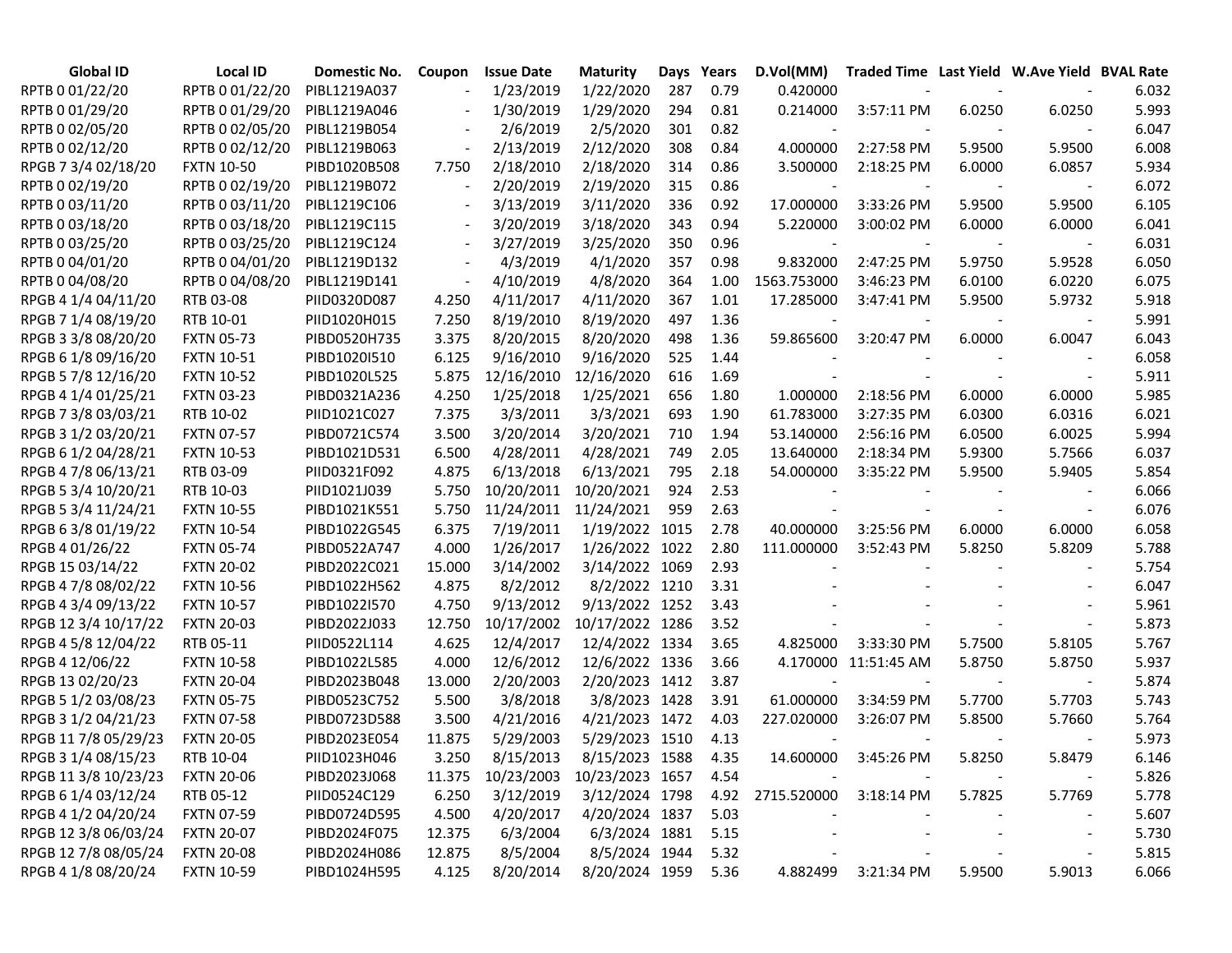| Global ID | Local ID | Domestic No. | Coupon | Issue Date | Maturity | Days | Years | D.Vol(MM) | Traded Time | Last Yield | W.Ave Yield | BVAL Rate |
|---|---|---|---|---|---|---|---|---|---|---|---|---|
| RPTB 0 01/22/20 | RPTB 0 01/22/20 | PIBL1219A037 | - | 1/23/2019 | 1/22/2020 | 287 | 0.79 | 0.420000 | - | - | - | 6.032 |
| RPTB 0 01/29/20 | RPTB 0 01/29/20 | PIBL1219A046 | - | 1/30/2019 | 1/29/2020 | 294 | 0.81 | 0.214000 | 3:57:11 PM | 6.0250 | 6.0250 | 5.993 |
| RPTB 0 02/05/20 | RPTB 0 02/05/20 | PIBL1219B054 | - | 2/6/2019 | 2/5/2020 | 301 | 0.82 | - | - | - | - | 6.047 |
| RPTB 0 02/12/20 | RPTB 0 02/12/20 | PIBL1219B063 | - | 2/13/2019 | 2/12/2020 | 308 | 0.84 | 4.000000 | 2:27:58 PM | 5.9500 | 5.9500 | 6.008 |
| RPGB 7 3/4 02/18/20 | FXTN 10-50 | PIBD1020B508 | 7.750 | 2/18/2010 | 2/18/2020 | 314 | 0.86 | 3.500000 | 2:18:25 PM | 6.0000 | 6.0857 | 5.934 |
| RPTB 0 02/19/20 | RPTB 0 02/19/20 | PIBL1219B072 | - | 2/20/2019 | 2/19/2020 | 315 | 0.86 | - | - | - | - | 6.072 |
| RPTB 0 03/11/20 | RPTB 0 03/11/20 | PIBL1219C106 | - | 3/13/2019 | 3/11/2020 | 336 | 0.92 | 17.000000 | 3:33:26 PM | 5.9500 | 5.9500 | 6.105 |
| RPTB 0 03/18/20 | RPTB 0 03/18/20 | PIBL1219C115 | - | 3/20/2019 | 3/18/2020 | 343 | 0.94 | 5.220000 | 3:00:02 PM | 6.0000 | 6.0000 | 6.041 |
| RPTB 0 03/25/20 | RPTB 0 03/25/20 | PIBL1219C124 | - | 3/27/2019 | 3/25/2020 | 350 | 0.96 | - | - | - | - | 6.031 |
| RPTB 0 04/01/20 | RPTB 0 04/01/20 | PIBL1219D132 | - | 4/3/2019 | 4/1/2020 | 357 | 0.98 | 9.832000 | 2:47:25 PM | 5.9750 | 5.9528 | 6.050 |
| RPTB 0 04/08/20 | RPTB 0 04/08/20 | PIBL1219D141 | - | 4/10/2019 | 4/8/2020 | 364 | 1.00 | 1563.753000 | 3:46:23 PM | 6.0100 | 6.0220 | 6.075 |
| RPGB 4 1/4 04/11/20 | RTB 03-08 | PIID0320D087 | 4.250 | 4/11/2017 | 4/11/2020 | 367 | 1.01 | 17.285000 | 3:47:41 PM | 5.9500 | 5.9732 | 5.918 |
| RPGB 7 1/4 08/19/20 | RTB 10-01 | PIID1020H015 | 7.250 | 8/19/2010 | 8/19/2020 | 497 | 1.36 | - | - | - | - | 5.991 |
| RPGB 3 3/8 08/20/20 | FXTN 05-73 | PIBD0520H735 | 3.375 | 8/20/2015 | 8/20/2020 | 498 | 1.36 | 59.865600 | 3:20:47 PM | 6.0000 | 6.0047 | 6.043 |
| RPGB 6 1/8 09/16/20 | FXTN 10-51 | PIBD1020I510 | 6.125 | 9/16/2010 | 9/16/2020 | 525 | 1.44 | - | - | - | - | 6.058 |
| RPGB 5 7/8 12/16/20 | FXTN 10-52 | PIBD1020L525 | 5.875 | 12/16/2010 | 12/16/2020 | 616 | 1.69 | - | - | - | - | 5.911 |
| RPGB 4 1/4 01/25/21 | FXTN 03-23 | PIBD0321A236 | 4.250 | 1/25/2018 | 1/25/2021 | 656 | 1.80 | 1.000000 | 2:18:56 PM | 6.0000 | 6.0000 | 5.985 |
| RPGB 7 3/8 03/03/21 | RTB 10-02 | PIID1021C027 | 7.375 | 3/3/2011 | 3/3/2021 | 693 | 1.90 | 61.783000 | 3:27:35 PM | 6.0300 | 6.0316 | 6.021 |
| RPGB 3 1/2 03/20/21 | FXTN 07-57 | PIBD0721C574 | 3.500 | 3/20/2014 | 3/20/2021 | 710 | 1.94 | 53.140000 | 2:56:16 PM | 6.0500 | 6.0025 | 5.994 |
| RPGB 6 1/2 04/28/21 | FXTN 10-53 | PIBD1021D531 | 6.500 | 4/28/2011 | 4/28/2021 | 749 | 2.05 | 13.640000 | 2:18:34 PM | 5.9300 | 5.7566 | 6.037 |
| RPGB 4 7/8 06/13/21 | RTB 03-09 | PIID0321F092 | 4.875 | 6/13/2018 | 6/13/2021 | 795 | 2.18 | 54.000000 | 3:35:22 PM | 5.9500 | 5.9405 | 5.854 |
| RPGB 5 3/4 10/20/21 | RTB 10-03 | PIID1021J039 | 5.750 | 10/20/2011 | 10/20/2021 | 924 | 2.53 | - | - | - | - | 6.066 |
| RPGB 5 3/4 11/24/21 | FXTN 10-55 | PIBD1021K551 | 5.750 | 11/24/2011 | 11/24/2021 | 959 | 2.63 | - | - | - | - | 6.076 |
| RPGB 6 3/8 01/19/22 | FXTN 10-54 | PIBD1022G545 | 6.375 | 7/19/2011 | 1/19/2022 | 1015 | 2.78 | 40.000000 | 3:25:56 PM | 6.0000 | 6.0000 | 6.058 |
| RPGB 4 01/26/22 | FXTN 05-74 | PIBD0522A747 | 4.000 | 1/26/2017 | 1/26/2022 | 1022 | 2.80 | 111.000000 | 3:52:43 PM | 5.8250 | 5.8209 | 5.788 |
| RPGB 15 03/14/22 | FXTN 20-02 | PIBD2022C021 | 15.000 | 3/14/2002 | 3/14/2022 | 1069 | 2.93 | - | - | - | - | 5.754 |
| RPGB 4 7/8 08/02/22 | FXTN 10-56 | PIBD1022H562 | 4.875 | 8/2/2012 | 8/2/2022 | 1210 | 3.31 | - | - | - | - | 6.047 |
| RPGB 4 3/4 09/13/22 | FXTN 10-57 | PIBD1022I570 | 4.750 | 9/13/2012 | 9/13/2022 | 1252 | 3.43 | - | - | - | - | 5.961 |
| RPGB 12 3/4 10/17/22 | FXTN 20-03 | PIBD2022J033 | 12.750 | 10/17/2002 | 10/17/2022 | 1286 | 3.52 | - | - | - | - | 5.873 |
| RPGB 4 5/8 12/04/22 | RTB 05-11 | PIID0522L114 | 4.625 | 12/4/2017 | 12/4/2022 | 1334 | 3.65 | 4.825000 | 3:33:30 PM | 5.7500 | 5.8105 | 5.767 |
| RPGB 4 12/06/22 | FXTN 10-58 | PIBD1022L585 | 4.000 | 12/6/2012 | 12/6/2022 | 1336 | 3.66 | 4.170000 | 11:51:45 AM | 5.8750 | 5.8750 | 5.937 |
| RPGB 13 02/20/23 | FXTN 20-04 | PIBD2023B048 | 13.000 | 2/20/2003 | 2/20/2023 | 1412 | 3.87 | - | - | - | - | 5.874 |
| RPGB 5 1/2 03/08/23 | FXTN 05-75 | PIBD0523C752 | 5.500 | 3/8/2018 | 3/8/2023 | 1428 | 3.91 | 61.000000 | 3:34:59 PM | 5.7700 | 5.7703 | 5.743 |
| RPGB 3 1/2 04/21/23 | FXTN 07-58 | PIBD0723D588 | 3.500 | 4/21/2016 | 4/21/2023 | 1472 | 4.03 | 227.020000 | 3:26:07 PM | 5.8500 | 5.7660 | 5.764 |
| RPGB 11 7/8 05/29/23 | FXTN 20-05 | PIBD2023E054 | 11.875 | 5/29/2003 | 5/29/2023 | 1510 | 4.13 | - | - | - | - | 5.973 |
| RPGB 3 1/4 08/15/23 | RTB 10-04 | PIID1023H046 | 3.250 | 8/15/2013 | 8/15/2023 | 1588 | 4.35 | 14.600000 | 3:45:26 PM | 5.8250 | 5.8479 | 6.146 |
| RPGB 11 3/8 10/23/23 | FXTN 20-06 | PIBD2023J068 | 11.375 | 10/23/2003 | 10/23/2023 | 1657 | 4.54 | - | - | - | - | 5.826 |
| RPGB 6 1/4 03/12/24 | RTB 05-12 | PIID0524C129 | 6.250 | 3/12/2019 | 3/12/2024 | 1798 | 4.92 | 2715.520000 | 3:18:14 PM | 5.7825 | 5.7769 | 5.778 |
| RPGB 4 1/2 04/20/24 | FXTN 07-59 | PIBD0724D595 | 4.500 | 4/20/2017 | 4/20/2024 | 1837 | 5.03 | - | - | - | - | 5.607 |
| RPGB 12 3/8 06/03/24 | FXTN 20-07 | PIBD2024F075 | 12.375 | 6/3/2004 | 6/3/2024 | 1881 | 5.15 | - | - | - | - | 5.730 |
| RPGB 12 7/8 08/05/24 | FXTN 20-08 | PIBD2024H086 | 12.875 | 8/5/2004 | 8/5/2024 | 1944 | 5.32 | - | - | - | - | 5.815 |
| RPGB 4 1/8 08/20/24 | FXTN 10-59 | PIBD1024H595 | 4.125 | 8/20/2014 | 8/20/2024 | 1959 | 5.36 | 4.882499 | 3:21:34 PM | 5.9500 | 5.9013 | 6.066 |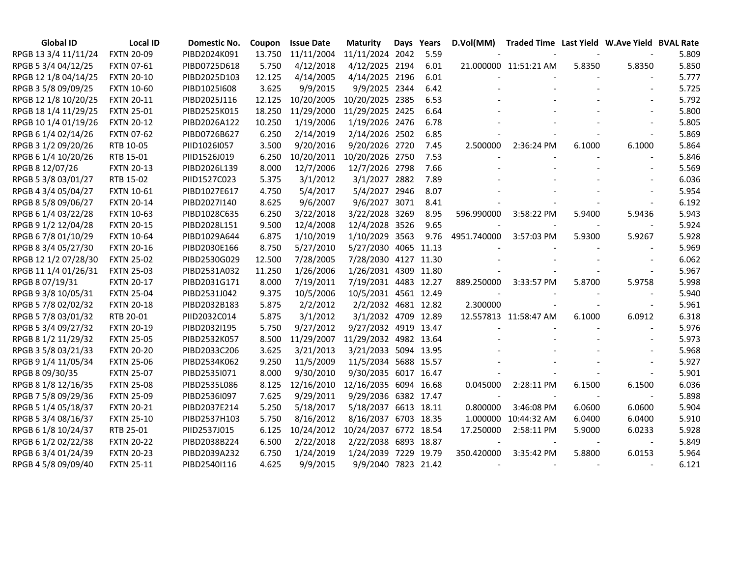| Global ID | Local ID | Domestic No. | Coupon | Issue Date | Maturity | Days | Years | D.Vol(MM) | Traded Time | Last Yield | W.Ave Yield | BVAL Rate |
|---|---|---|---|---|---|---|---|---|---|---|---|---|
| RPGB 13 3/4 11/11/24 | FXTN 20-09 | PIBD2024K091 | 13.750 | 11/11/2004 | 11/11/2024 | 2042 | 5.59 | - | - | - | - | 5.809 |
| RPGB 5 3/4 04/12/25 | FXTN 07-61 | PIBD0725D618 | 5.750 | 4/12/2018 | 4/12/2025 | 2194 | 6.01 | 21.000000 | 11:51:21 AM | 5.8350 | 5.8350 | 5.850 |
| RPGB 12 1/8 04/14/25 | FXTN 20-10 | PIBD2025D103 | 12.125 | 4/14/2005 | 4/14/2025 | 2196 | 6.01 | - | - | - | - | 5.777 |
| RPGB 3 5/8 09/09/25 | FXTN 10-60 | PIBD1025I608 | 3.625 | 9/9/2015 | 9/9/2025 | 2344 | 6.42 | - | - | - | - | 5.725 |
| RPGB 12 1/8 10/20/25 | FXTN 20-11 | PIBD2025J116 | 12.125 | 10/20/2005 | 10/20/2025 | 2385 | 6.53 | - | - | - | - | 5.792 |
| RPGB 18 1/4 11/29/25 | FXTN 25-01 | PIBD2525K015 | 18.250 | 11/29/2000 | 11/29/2025 | 2425 | 6.64 | - | - | - | - | 5.800 |
| RPGB 10 1/4 01/19/26 | FXTN 20-12 | PIBD2026A122 | 10.250 | 1/19/2006 | 1/19/2026 | 2476 | 6.78 | - | - | - | - | 5.805 |
| RPGB 6 1/4 02/14/26 | FXTN 07-62 | PIBD0726B627 | 6.250 | 2/14/2019 | 2/14/2026 | 2502 | 6.85 | - | - | - | - | 5.869 |
| RPGB 3 1/2 09/20/26 | RTB 10-05 | PIID1026I057 | 3.500 | 9/20/2016 | 9/20/2026 | 2720 | 7.45 | 2.500000 | 2:36:24 PM | 6.1000 | 6.1000 | 5.864 |
| RPGB 6 1/4 10/20/26 | RTB 15-01 | PIID1526J019 | 6.250 | 10/20/2011 | 10/20/2026 | 2750 | 7.53 | - | - | - | - | 5.846 |
| RPGB 8 12/07/26 | FXTN 20-13 | PIBD2026L139 | 8.000 | 12/7/2006 | 12/7/2026 | 2798 | 7.66 | - | - | - | - | 5.569 |
| RPGB 5 3/8 03/01/27 | RTB 15-02 | PIID1527C023 | 5.375 | 3/1/2012 | 3/1/2027 | 2882 | 7.89 | - | - | - | - | 6.036 |
| RPGB 4 3/4 05/04/27 | FXTN 10-61 | PIBD1027E617 | 4.750 | 5/4/2017 | 5/4/2027 | 2946 | 8.07 | - | - | - | - | 5.954 |
| RPGB 8 5/8 09/06/27 | FXTN 20-14 | PIBD2027I140 | 8.625 | 9/6/2007 | 9/6/2027 | 3071 | 8.41 | - | - | - | - | 6.192 |
| RPGB 6 1/4 03/22/28 | FXTN 10-63 | PIBD1028C635 | 6.250 | 3/22/2018 | 3/22/2028 | 3269 | 8.95 | 596.990000 | 3:58:22 PM | 5.9400 | 5.9436 | 5.943 |
| RPGB 9 1/2 12/04/28 | FXTN 20-15 | PIBD2028L151 | 9.500 | 12/4/2008 | 12/4/2028 | 3526 | 9.65 | - | - | - | - | 5.924 |
| RPGB 6 7/8 01/10/29 | FXTN 10-64 | PIBD1029A644 | 6.875 | 1/10/2019 | 1/10/2029 | 3563 | 9.76 | 4951.740000 | 3:57:03 PM | 5.9300 | 5.9267 | 5.928 |
| RPGB 8 3/4 05/27/30 | FXTN 20-16 | PIBD2030E166 | 8.750 | 5/27/2010 | 5/27/2030 | 4065 | 11.13 | - | - | - | - | 5.969 |
| RPGB 12 1/2 07/28/30 | FXTN 25-02 | PIBD2530G029 | 12.500 | 7/28/2005 | 7/28/2030 | 4127 | 11.30 | - | - | - | - | 6.062 |
| RPGB 11 1/4 01/26/31 | FXTN 25-03 | PIBD2531A032 | 11.250 | 1/26/2006 | 1/26/2031 | 4309 | 11.80 | - | - | - | - | 5.967 |
| RPGB 8 07/19/31 | FXTN 20-17 | PIBD2031G171 | 8.000 | 7/19/2011 | 7/19/2031 | 4483 | 12.27 | 889.250000 | 3:33:57 PM | 5.8700 | 5.9758 | 5.998 |
| RPGB 9 3/8 10/05/31 | FXTN 25-04 | PIBD2531J042 | 9.375 | 10/5/2006 | 10/5/2031 | 4561 | 12.49 | - | - | - | - | 5.940 |
| RPGB 5 7/8 02/02/32 | FXTN 20-18 | PIBD2032B183 | 5.875 | 2/2/2012 | 2/2/2032 | 4681 | 12.82 | 2.300000 | | | | 5.961 |
| RPGB 5 7/8 03/01/32 | RTB 20-01 | PIID2032C014 | 5.875 | 3/1/2012 | 3/1/2032 | 4709 | 12.89 | 12.557813 | 11:58:47 AM | 6.1000 | 6.0912 | 6.318 |
| RPGB 5 3/4 09/27/32 | FXTN 20-19 | PIBD2032I195 | 5.750 | 9/27/2012 | 9/27/2032 | 4919 | 13.47 | - | - | - | - | 5.976 |
| RPGB 8 1/2 11/29/32 | FXTN 25-05 | PIBD2532K057 | 8.500 | 11/29/2007 | 11/29/2032 | 4982 | 13.64 | - | - | - | - | 5.973 |
| RPGB 3 5/8 03/21/33 | FXTN 20-20 | PIBD2033C206 | 3.625 | 3/21/2013 | 3/21/2033 | 5094 | 13.95 | - | - | - | - | 5.968 |
| RPGB 9 1/4 11/05/34 | FXTN 25-06 | PIBD2534K062 | 9.250 | 11/5/2009 | 11/5/2034 | 5688 | 15.57 | - | - | - | - | 5.927 |
| RPGB 8 09/30/35 | FXTN 25-07 | PIBD2535I071 | 8.000 | 9/30/2010 | 9/30/2035 | 6017 | 16.47 | - | - | - | - | 5.901 |
| RPGB 8 1/8 12/16/35 | FXTN 25-08 | PIBD2535L086 | 8.125 | 12/16/2010 | 12/16/2035 | 6094 | 16.68 | 0.045000 | 2:28:11 PM | 6.1500 | 6.1500 | 6.036 |
| RPGB 7 5/8 09/29/36 | FXTN 25-09 | PIBD2536I097 | 7.625 | 9/29/2011 | 9/29/2036 | 6382 | 17.47 | - | - | - | - | 5.898 |
| RPGB 5 1/4 05/18/37 | FXTN 20-21 | PIBD2037E214 | 5.250 | 5/18/2017 | 5/18/2037 | 6613 | 18.11 | 0.800000 | 3:46:08 PM | 6.0600 | 6.0600 | 5.904 |
| RPGB 5 3/4 08/16/37 | FXTN 25-10 | PIBD2537H103 | 5.750 | 8/16/2012 | 8/16/2037 | 6703 | 18.35 | 1.000000 | 10:44:32 AM | 6.0400 | 6.0400 | 5.910 |
| RPGB 6 1/8 10/24/37 | RTB 25-01 | PIID2537J015 | 6.125 | 10/24/2012 | 10/24/2037 | 6772 | 18.54 | 17.250000 | 2:58:11 PM | 5.9000 | 6.0233 | 5.928 |
| RPGB 6 1/2 02/22/38 | FXTN 20-22 | PIBD2038B224 | 6.500 | 2/22/2018 | 2/22/2038 | 6893 | 18.87 | - | - | - | - | 5.849 |
| RPGB 6 3/4 01/24/39 | FXTN 20-23 | PIBD2039A232 | 6.750 | 1/24/2019 | 1/24/2039 | 7229 | 19.79 | 350.420000 | 3:35:42 PM | 5.8800 | 6.0153 | 5.964 |
| RPGB 4 5/8 09/09/40 | FXTN 25-11 | PIBD2540I116 | 4.625 | 9/9/2015 | 9/9/2040 | 7823 | 21.42 | - | - | - | - | 6.121 |